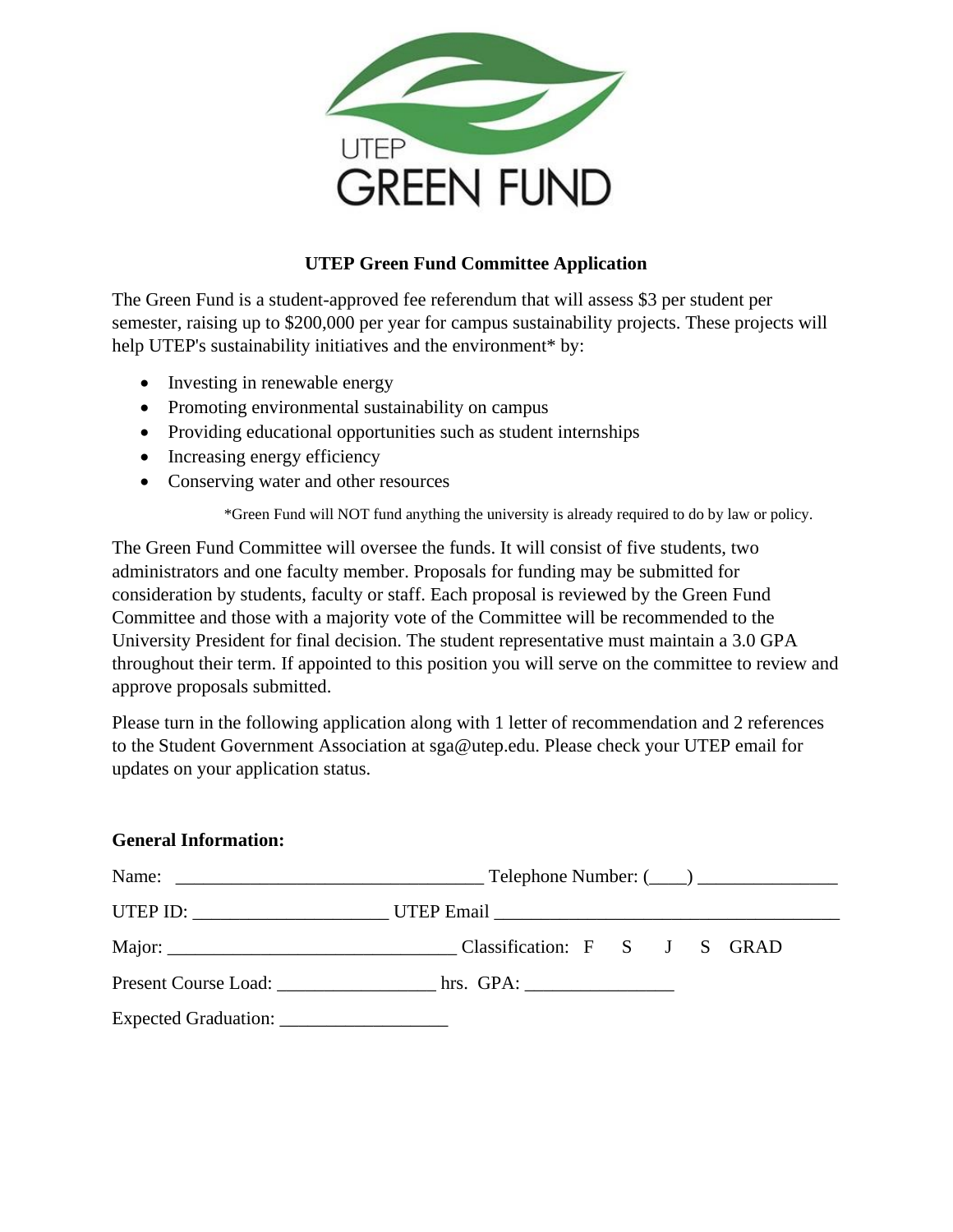UTEP
GREEN FUND

**UTEP Green Fund Committee Application**

The Green Fund is a student-approved fee referendum that will assess $3 per student per semester, raising up to $200,000 per year for campus sustainability projects. These projects will help UTEP's sustainability initiatives and the environment* by:

- Investing in renewable energy
- Promoting environmental sustainability on campus
- Providing educational opportunities such as student internships
- Increasing energy efficiency
- Conserving water and other resources

*Green Fund will NOT fund anything the university is already required to do by law or policy.

The Green Fund Committee will oversee the funds. It will consist of five students, two administrators and one faculty member. Proposals for funding may be submitted for consideration by students, faculty or staff. Each proposal is reviewed by the Green Fund Committee and those with a majority vote of the Committee will be recommended to the University President for final decision. The student representative must maintain a 3.0 GPA throughout their term. If appointed to this position you will serve on the committee to review and approve proposals submitted.

Please turn in the following application along with 1 letter of recommendation and 2 references to the Student Government Association at sga@utep.edu. Please check your UTEP email for updates on your application status.

**General Information:**

Name: _________________________________ Telephone Number: (____) _______________

UTEP ID: _____________________ UTEP Email _____________________________________

Major: _______________________________ Classification: F S J S GRAD

Present Course Load: _________________ hrs. GPA: ________________

Expected Graduation: __________________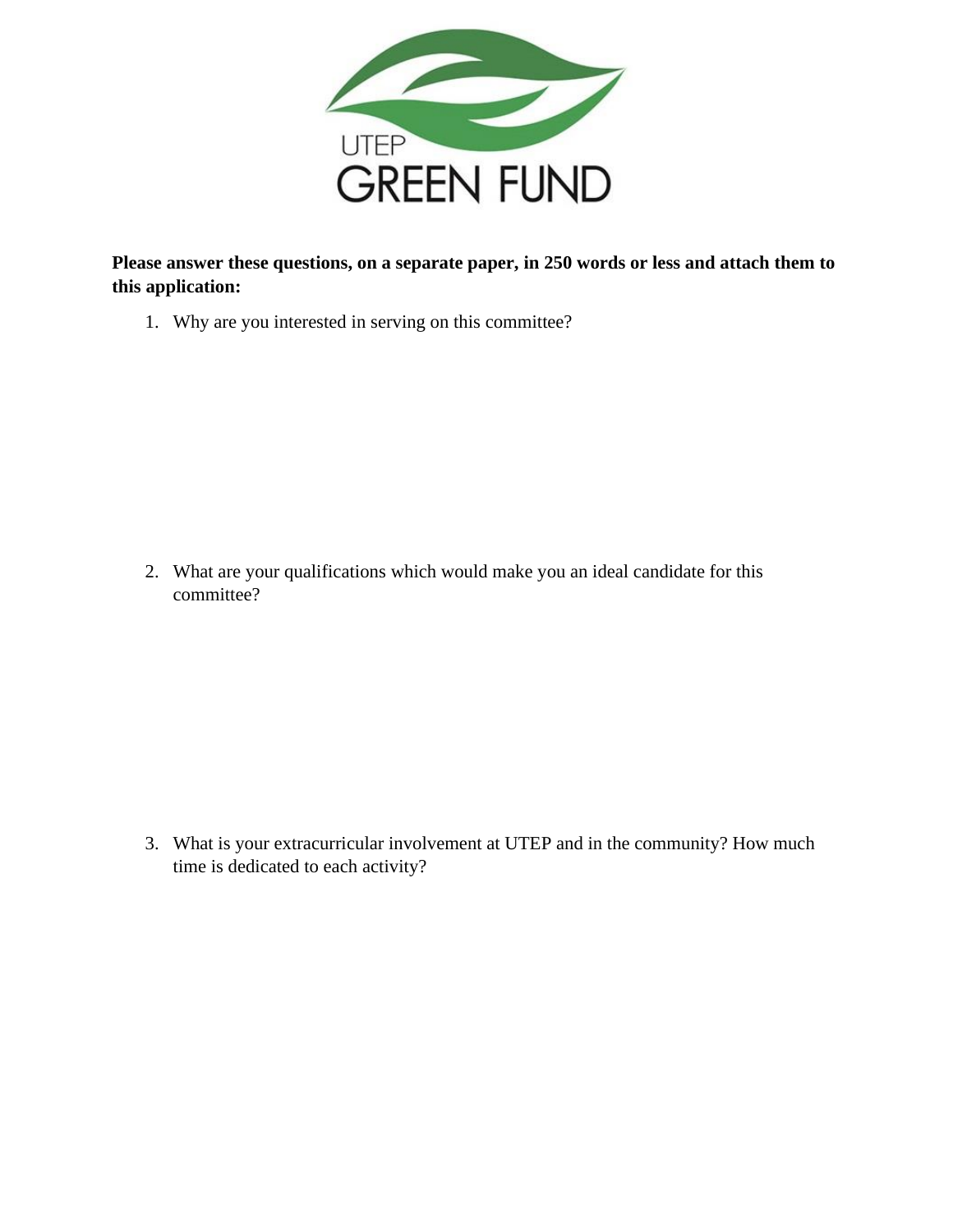UTEP

GREEN FUND

**Please answer these questions, on a separate paper, in 250 words or less and attach them to this application:**

1. Why are you interested in serving on this committee?

2. What are your qualifications which would make you an ideal candidate for this committee?

3. What is your extracurricular involvement at UTEP and in the community? How much time is dedicated to each activity?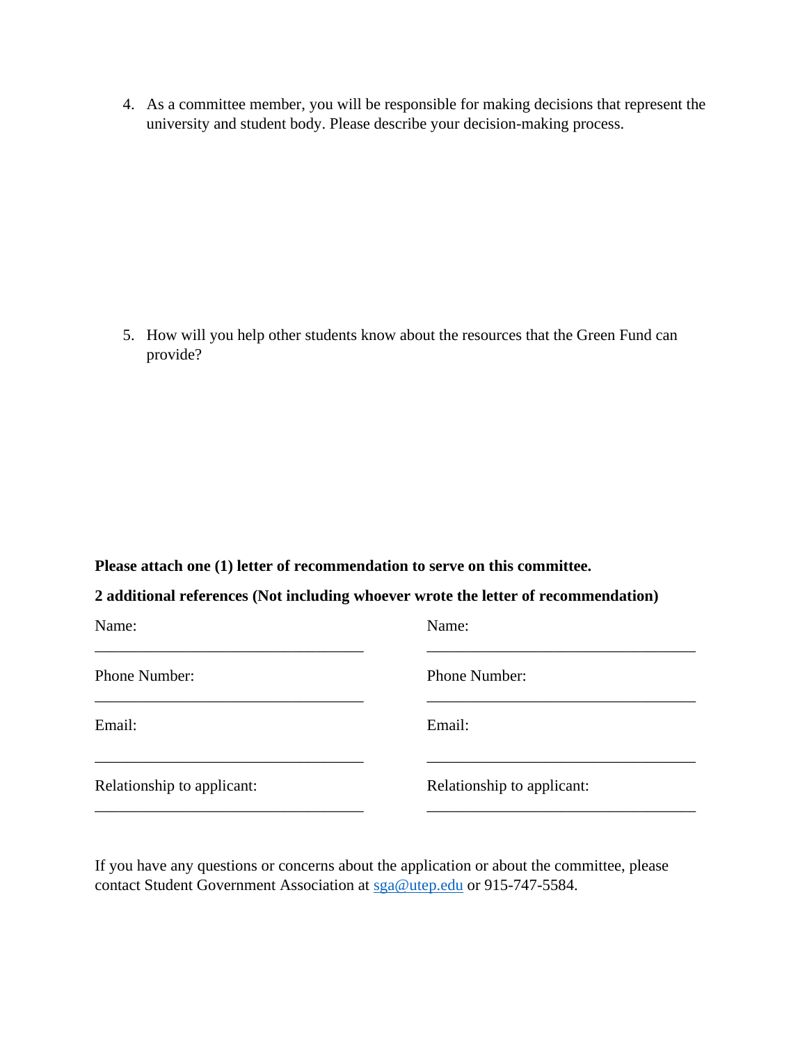4. As a committee member, you will be responsible for making decisions that represent the university and student body. Please describe your decision-making process.

5. How will you help other students know about the resources that the Green Fund can provide?

**Please attach one (1) letter of recommendation to serve on this committee.**

**2 additional references (Not including whoever wrote the letter of recommendation)**

Name:

___________________________________

Phone Number:

___________________________________

Email:

___________________________________

Relationship to applicant:

___________________________________

Name:

___________________________________

Phone Number:

___________________________________

Email:

___________________________________

Relationship to applicant:

___________________________________

If you have any questions or concerns about the application or about the committee, please contact Student Government Association at sga@utep.edu or 915-747-5584.